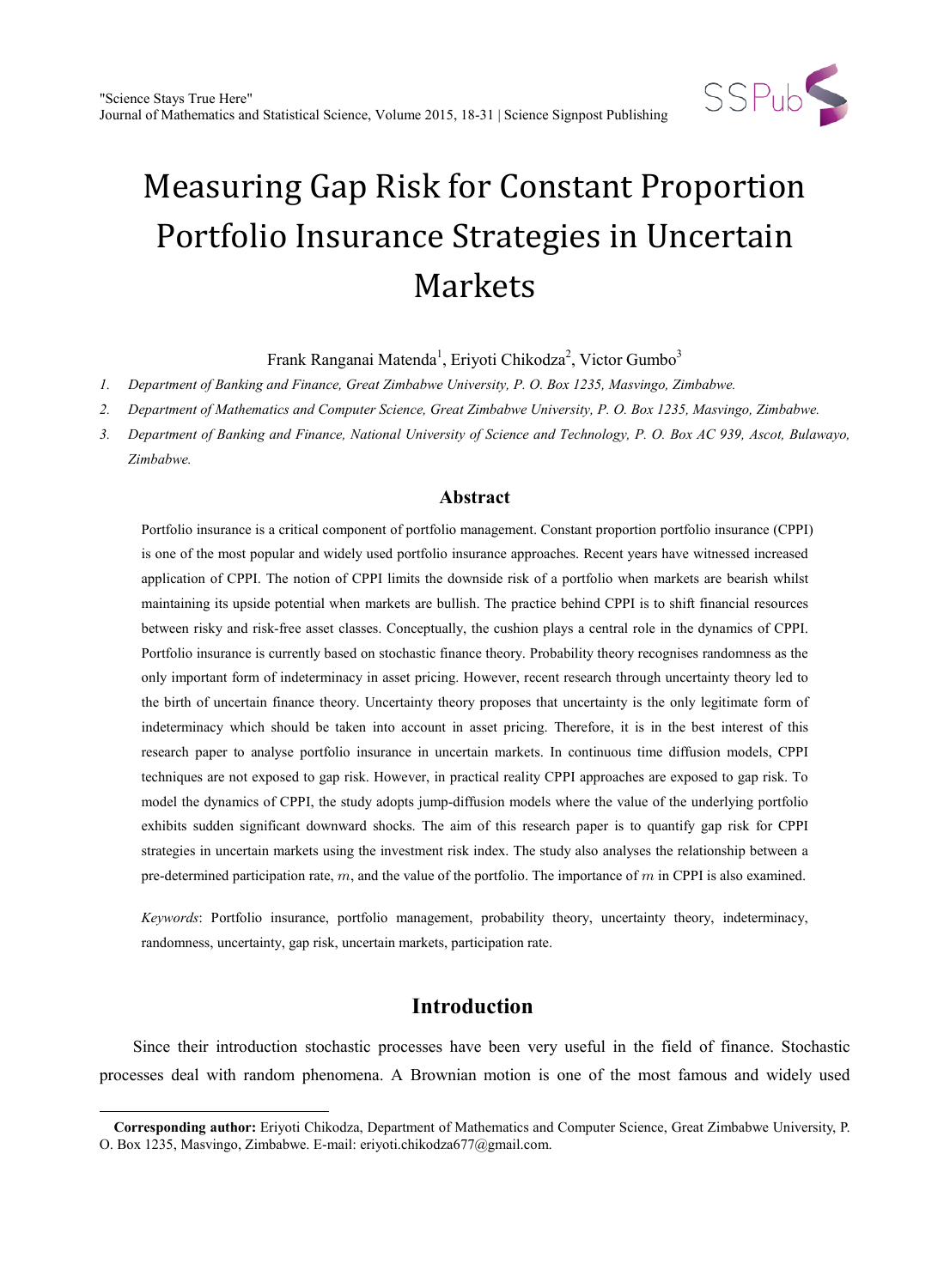# Measuring Gap Risk for Constant Proportion Portfolio Insurance Strategies in Uncertain Markets

Frank Ranganai Matenda[1], Eriyoti Chikodza[2], Victor Gumbo[3]

1. *Department of Banking and Finance, Great Zimbabwe University, P. O. Box 1235, Masvingo, Zimbabwe.*
2. *Department of Mathematics and Computer Science, Great Zimbabwe University, P. O. Box 1235, Masvingo, Zimbabwe.*
3. *Department of Banking and Finance, National University of Science and Technology, P. O. Box AC 939, Ascot, Bulawayo, Zimbabwe.*

## Abstract

Portfolio insurance is a critical component of portfolio management. Constant proportion portfolio insurance (CPPI) is one of the most popular and widely used portfolio insurance approaches. Recent years have witnessed increased application of CPPI. The notion of CPPI limits the downside risk of a portfolio when markets are bearish whilst maintaining its upside potential when markets are bullish. The practice behind CPPI is to shift financial resources between risky and risk-free asset classes. Conceptually, the cushion plays a central role in the dynamics of CPPI. Portfolio insurance is currently based on stochastic finance theory. Probability theory recognises randomness as the only important form of indeterminacy in asset pricing. However, recent research through uncertainty theory led to the birth of uncertain finance theory. Uncertainty theory proposes that uncertainty is the only legitimate form of indeterminacy which should be taken into account in asset pricing. Therefore, it is in the best interest of this research paper to analyse portfolio insurance in uncertain markets. In continuous time diffusion models, CPPI techniques are not exposed to gap risk. However, in practical reality CPPI approaches are exposed to gap risk. To model the dynamics of CPPI, the study adopts jump-diffusion models where the value of the underlying portfolio exhibits sudden significant downward shocks. The aim of this research paper is to quantify gap risk for CPPI strategies in uncertain markets using the investment risk index. The study also analyses the relationship between a pre-determined participation rate, $m$, and the value of the portfolio. The importance of $m$ in CPPI is also examined.

*Keywords*: Portfolio insurance, portfolio management, probability theory, uncertainty theory, indeterminacy, randomness, uncertainty, gap risk, uncertain markets, participation rate.

## Introduction

Since their introduction stochastic processes have been very useful in the field of finance. Stochastic processes deal with random phenomena. A Brownian motion is one of the most famous and widely used

---

**Corresponding author:** Eriyoti Chikodza, Department of Mathematics and Computer Science, Great Zimbabwe University, P. O. Box 1235, Masvingo, Zimbabwe. E-mail: eriyoti.chikodza677@gmail.com.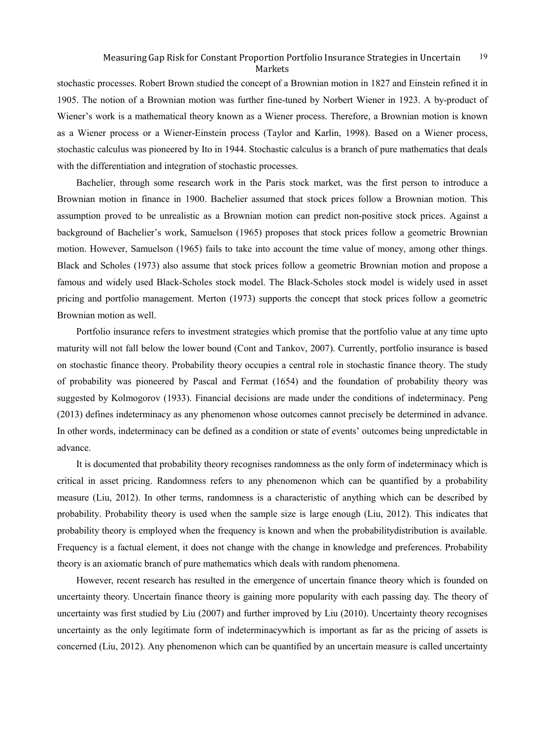stochastic processes. Robert Brown studied the concept of a Brownian motion in 1827 and Einstein refined it in 1905. The notion of a Brownian motion was further fine-tuned by Norbert Wiener in 1923. A by-product of Wiener's work is a mathematical theory known as a Wiener process. Therefore, a Brownian motion is known as a Wiener process or a Wiener-Einstein process (Taylor and Karlin, 1998). Based on a Wiener process, stochastic calculus was pioneered by Ito in 1944. Stochastic calculus is a branch of pure mathematics that deals with the differentiation and integration of stochastic processes.

Bachelier, through some research work in the Paris stock market, was the first person to introduce a Brownian motion in finance in 1900. Bachelier assumed that stock prices follow a Brownian motion. This assumption proved to be unrealistic as a Brownian motion can predict non-positive stock prices. Against a background of Bachelier's work, Samuelson (1965) proposes that stock prices follow a geometric Brownian motion. However, Samuelson (1965) fails to take into account the time value of money, among other things. Black and Scholes (1973) also assume that stock prices follow a geometric Brownian motion and propose a famous and widely used Black-Scholes stock model. The Black-Scholes stock model is widely used in asset pricing and portfolio management. Merton (1973) supports the concept that stock prices follow a geometric Brownian motion as well.

Portfolio insurance refers to investment strategies which promise that the portfolio value at any time upto maturity will not fall below the lower bound (Cont and Tankov, 2007). Currently, portfolio insurance is based on stochastic finance theory. Probability theory occupies a central role in stochastic finance theory. The study of probability was pioneered by Pascal and Fermat (1654) and the foundation of probability theory was suggested by Kolmogorov (1933). Financial decisions are made under the conditions of indeterminacy. Peng (2013) defines indeterminacy as any phenomenon whose outcomes cannot precisely be determined in advance. In other words, indeterminacy can be defined as a condition or state of events' outcomes being unpredictable in advance.

It is documented that probability theory recognises randomness as the only form of indeterminacy which is critical in asset pricing. Randomness refers to any phenomenon which can be quantified by a probability measure (Liu, 2012). In other terms, randomness is a characteristic of anything which can be described by probability. Probability theory is used when the sample size is large enough (Liu, 2012). This indicates that probability theory is employed when the frequency is known and when the probabilitydistribution is available. Frequency is a factual element, it does not change with the change in knowledge and preferences. Probability theory is an axiomatic branch of pure mathematics which deals with random phenomena.

However, recent research has resulted in the emergence of uncertain finance theory which is founded on uncertainty theory. Uncertain finance theory is gaining more popularity with each passing day. The theory of uncertainty was first studied by Liu (2007) and further improved by Liu (2010). Uncertainty theory recognises uncertainty as the only legitimate form of indeterminacywhich is important as far as the pricing of assets is concerned (Liu, 2012). Any phenomenon which can be quantified by an uncertain measure is called uncertainty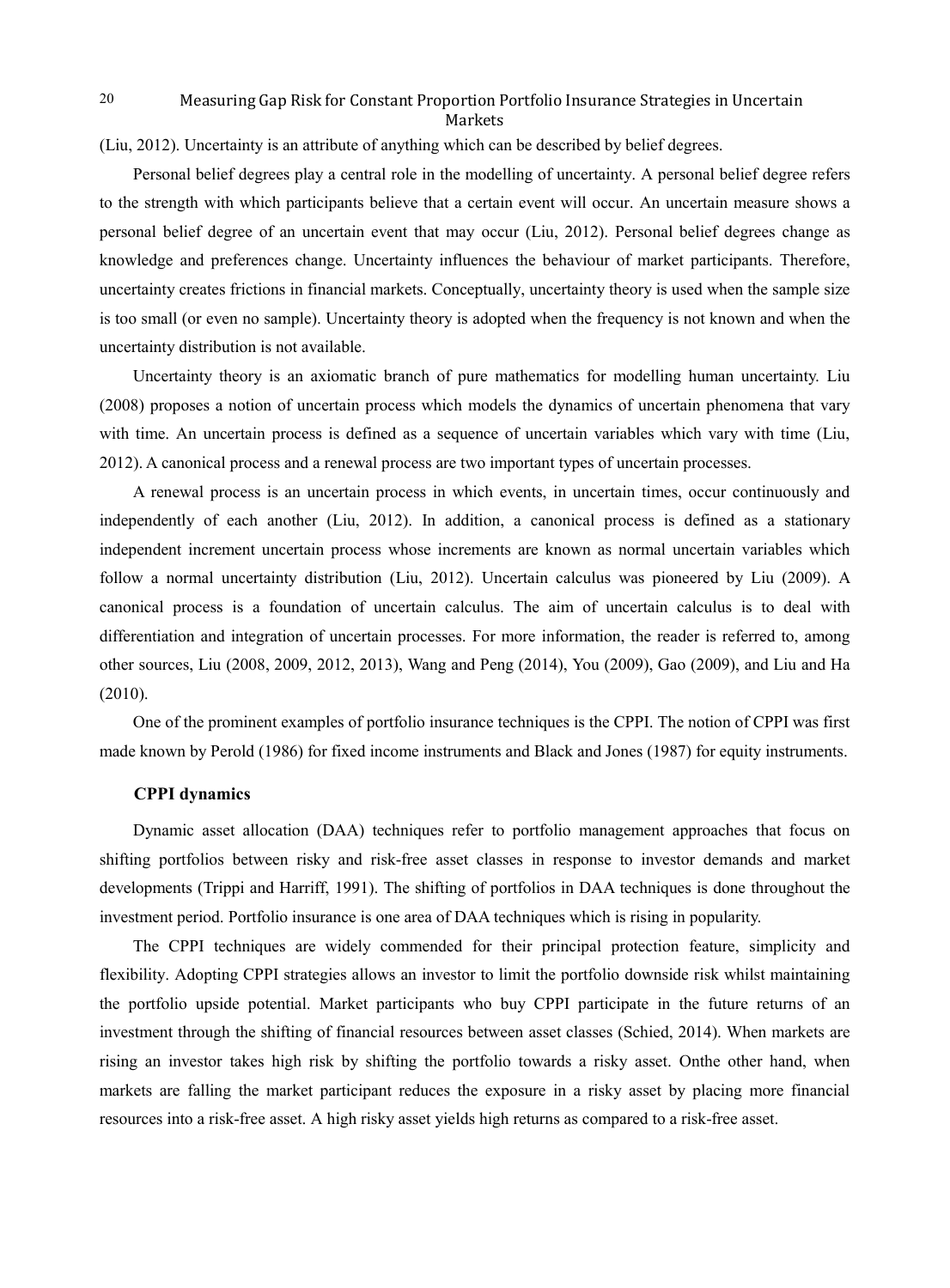(Liu, 2012). Uncertainty is an attribute of anything which can be described by belief degrees.

Personal belief degrees play a central role in the modelling of uncertainty. A personal belief degree refers to the strength with which participants believe that a certain event will occur. An uncertain measure shows a personal belief degree of an uncertain event that may occur (Liu, 2012). Personal belief degrees change as knowledge and preferences change. Uncertainty influences the behaviour of market participants. Therefore, uncertainty creates frictions in financial markets. Conceptually, uncertainty theory is used when the sample size is too small (or even no sample). Uncertainty theory is adopted when the frequency is not known and when the uncertainty distribution is not available.

Uncertainty theory is an axiomatic branch of pure mathematics for modelling human uncertainty. Liu (2008) proposes a notion of uncertain process which models the dynamics of uncertain phenomena that vary with time. An uncertain process is defined as a sequence of uncertain variables which vary with time (Liu, 2012). A canonical process and a renewal process are two important types of uncertain processes.

A renewal process is an uncertain process in which events, in uncertain times, occur continuously and independently of each another (Liu, 2012). In addition, a canonical process is defined as a stationary independent increment uncertain process whose increments are known as normal uncertain variables which follow a normal uncertainty distribution (Liu, 2012). Uncertain calculus was pioneered by Liu (2009). A canonical process is a foundation of uncertain calculus. The aim of uncertain calculus is to deal with differentiation and integration of uncertain processes. For more information, the reader is referred to, among other sources, Liu (2008, 2009, 2012, 2013), Wang and Peng (2014), You (2009), Gao (2009), and Liu and Ha (2010).

One of the prominent examples of portfolio insurance techniques is the CPPI. The notion of CPPI was first made known by Perold (1986) for fixed income instruments and Black and Jones (1987) for equity instruments.

## CPPI dynamics

Dynamic asset allocation (DAA) techniques refer to portfolio management approaches that focus on shifting portfolios between risky and risk-free asset classes in response to investor demands and market developments (Trippi and Harriff, 1991). The shifting of portfolios in DAA techniques is done throughout the investment period. Portfolio insurance is one area of DAA techniques which is rising in popularity.

The CPPI techniques are widely commended for their principal protection feature, simplicity and flexibility. Adopting CPPI strategies allows an investor to limit the portfolio downside risk whilst maintaining the portfolio upside potential. Market participants who buy CPPI participate in the future returns of an investment through the shifting of financial resources between asset classes (Schied, 2014). When markets are rising an investor takes high risk by shifting the portfolio towards a risky asset. Onthe other hand, when markets are falling the market participant reduces the exposure in a risky asset by placing more financial resources into a risk-free asset. A high risky asset yields high returns as compared to a risk-free asset.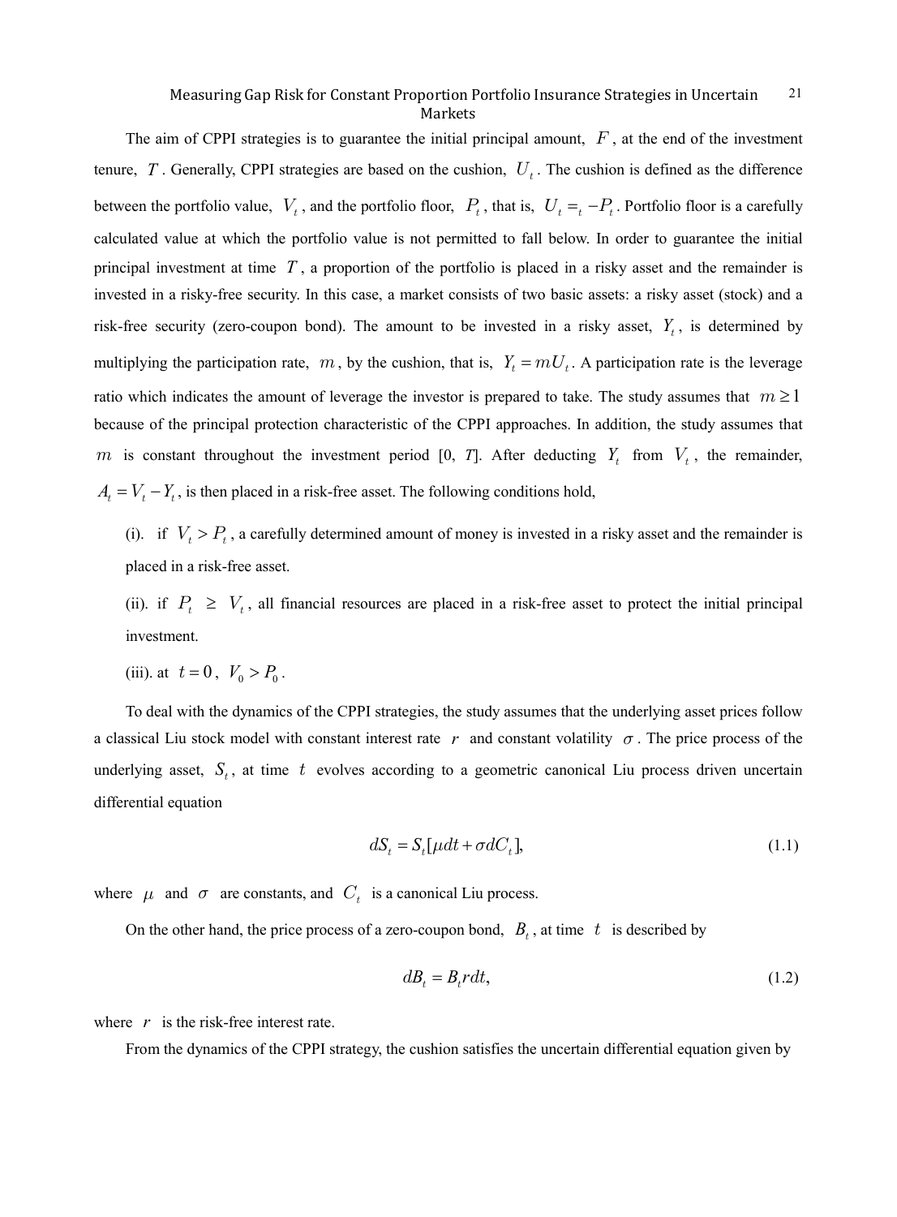The aim of CPPI strategies is to guarantee the initial principal amount, $F$, at the end of the investment tenure, $T$. Generally, CPPI strategies are based on the cushion, $U_t$. The cushion is defined as the difference between the portfolio value, $V_t$, and the portfolio floor, $P_t$, that is, $U_t =_t -P_t$. Portfolio floor is a carefully calculated value at which the portfolio value is not permitted to fall below. In order to guarantee the initial principal investment at time $T$, a proportion of the portfolio is placed in a risky asset and the remainder is invested in a risky-free security. In this case, a market consists of two basic assets: a risky asset (stock) and a risk-free security (zero-coupon bond). The amount to be invested in a risky asset, $Y_t$, is determined by multiplying the participation rate, $m$, by the cushion, that is, $Y_t = mU_t$. A participation rate is the leverage ratio which indicates the amount of leverage the investor is prepared to take. The study assumes that $m \geq 1$ because of the principal protection characteristic of the CPPI approaches. In addition, the study assumes that $m$ is constant throughout the investment period [0, *T*]. After deducting $Y_t$ from $V_t$, the remainder, $A_t = V_t - Y_t$, is then placed in a risk-free asset. The following conditions hold,

(i). if $V_t > P_t$, a carefully determined amount of money is invested in a risky asset and the remainder is placed in a risk-free asset.

(ii). if $P_t \geq V_t$, all financial resources are placed in a risk-free asset to protect the initial principal investment.

(iii). at $t = 0$, $V_0 > P_0$.

To deal with the dynamics of the CPPI strategies, the study assumes that the underlying asset prices follow a classical Liu stock model with constant interest rate $r$ and constant volatility $\sigma$. The price process of the underlying asset, $S_t$, at time $t$ evolves according to a geometric canonical Liu process driven uncertain differential equation

$$dS_t = S_t[\mu dt + \sigma dC_t], \tag{1.1}$$

where $\mu$ and $\sigma$ are constants, and $C_t$ is a canonical Liu process.

On the other hand, the price process of a zero-coupon bond, $B_t$, at time $t$ is described by

$$dB_t = B_t r dt, \tag{1.2}$$

where $r$ is the risk-free interest rate.

From the dynamics of the CPPI strategy, the cushion satisfies the uncertain differential equation given by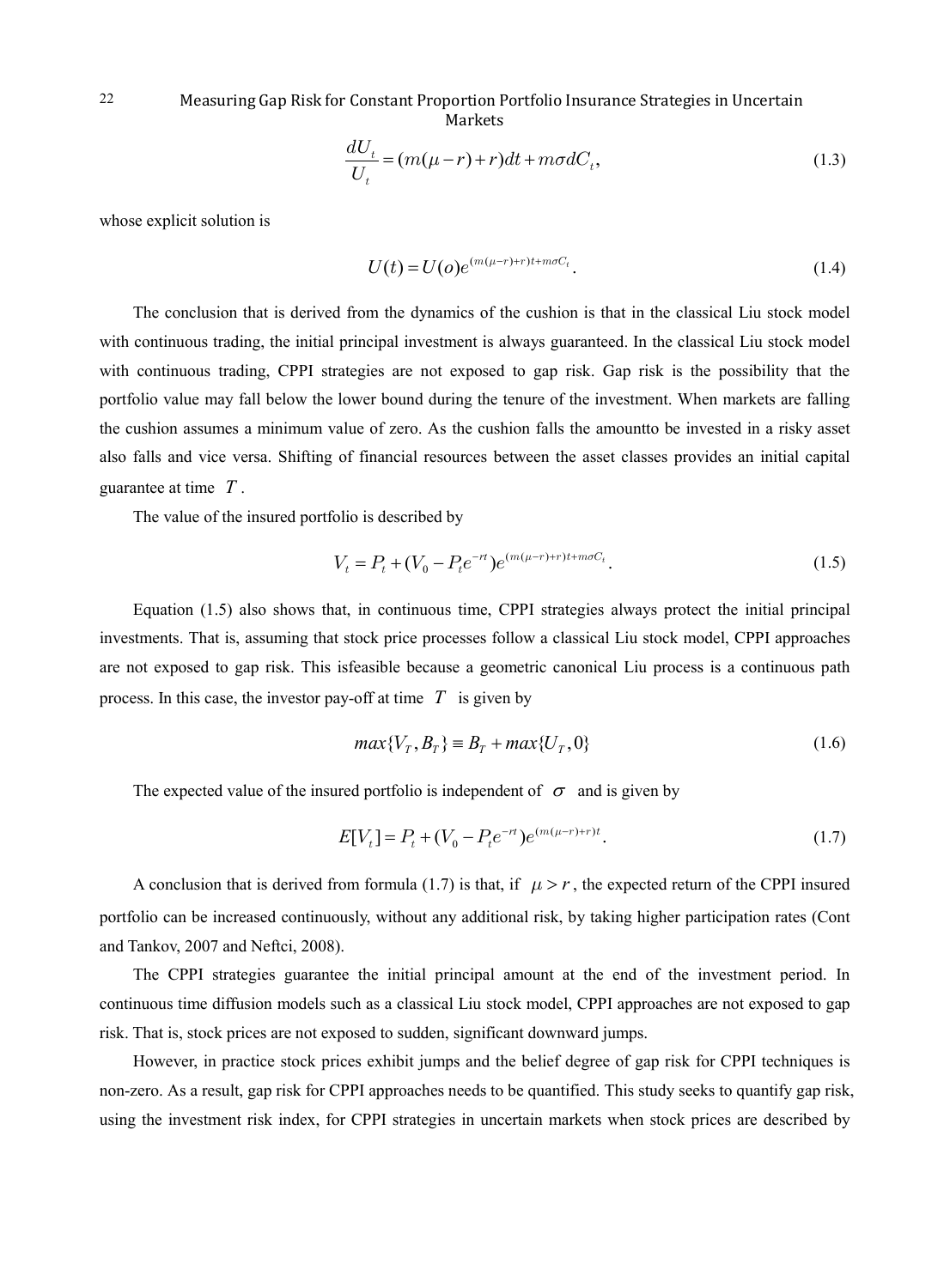$$\frac{dU_t}{U_t} = (m(\mu - r) + r)dt + m\sigma dC_t, \tag{1.3}$$

whose explicit solution is

$$U(t) = U(o)e^{(m(\mu-r)+r)t + m\sigma C_t}. \tag{1.4}$$

The conclusion that is derived from the dynamics of the cushion is that in the classical Liu stock model with continuous trading, the initial principal investment is always guaranteed. In the classical Liu stock model with continuous trading, CPPI strategies are not exposed to gap risk. Gap risk is the possibility that the portfolio value may fall below the lower bound during the tenure of the investment. When markets are falling the cushion assumes a minimum value of zero. As the cushion falls the amountto be invested in a risky asset also falls and vice versa. Shifting of financial resources between the asset classes provides an initial capital guarantee at time $T$.

The value of the insured portfolio is described by

$$V_t = P_t + (V_0 - P_t e^{-rt})e^{(m(\mu-r)+r)t + m\sigma C_t}. \tag{1.5}$$

Equation (1.5) also shows that, in continuous time, CPPI strategies always protect the initial principal investments. That is, assuming that stock price processes follow a classical Liu stock model, CPPI approaches are not exposed to gap risk. This isfeasible because a geometric canonical Liu process is a continuous path process. In this case, the investor pay-off at time $T$ is given by

$$max\{V_T, B_T\} \equiv B_T + max\{U_T, 0\} \tag{1.6}$$

The expected value of the insured portfolio is independent of $\sigma$ and is given by

$$E[V_t] = P_t + (V_0 - P_t e^{-rt})e^{(m(\mu-r)+r)t}. \tag{1.7}$$

A conclusion that is derived from formula (1.7) is that, if $\mu > r$, the expected return of the CPPI insured portfolio can be increased continuously, without any additional risk, by taking higher participation rates (Cont and Tankov, 2007 and Neftci, 2008).

The CPPI strategies guarantee the initial principal amount at the end of the investment period. In continuous time diffusion models such as a classical Liu stock model, CPPI approaches are not exposed to gap risk. That is, stock prices are not exposed to sudden, significant downward jumps.

However, in practice stock prices exhibit jumps and the belief degree of gap risk for CPPI techniques is non-zero. As a result, gap risk for CPPI approaches needs to be quantified. This study seeks to quantify gap risk, using the investment risk index, for CPPI strategies in uncertain markets when stock prices are described by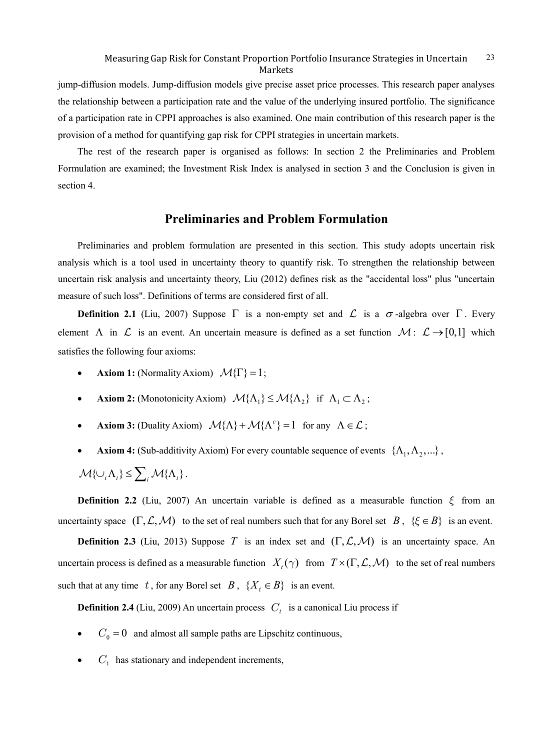jump-diffusion models. Jump-diffusion models give precise asset price processes. This research paper analyses the relationship between a participation rate and the value of the underlying insured portfolio. The significance of a participation rate in CPPI approaches is also examined. One main contribution of this research paper is the provision of a method for quantifying gap risk for CPPI strategies in uncertain markets.

The rest of the research paper is organised as follows: In section 2 the Preliminaries and Problem Formulation are examined; the Investment Risk Index is analysed in section 3 and the Conclusion is given in section 4.

## Preliminaries and Problem Formulation

Preliminaries and problem formulation are presented in this section. This study adopts uncertain risk analysis which is a tool used in uncertainty theory to quantify risk. To strengthen the relationship between uncertain risk analysis and uncertainty theory, Liu (2012) defines risk as the "accidental loss" plus "uncertain measure of such loss". Definitions of terms are considered first of all.

**Definition 2.1** (Liu, 2007) Suppose $\Gamma$ is a non-empty set and $\mathcal{L}$ is a $\sigma$-algebra over $\Gamma$. Every element $\Lambda$ in $\mathcal{L}$ is an event. An uncertain measure is defined as a set function $\mathcal{M}: \mathcal{L} \to [0,1]$ which satisfies the following four axioms:

- **Axiom 1:** (Normality Axiom) $\mathcal{M}\{\Gamma\} = 1$;
- **Axiom 2:** (Monotonicity Axiom) $\mathcal{M}\{\Lambda_1\} \le \mathcal{M}\{\Lambda_2\}$ if $\Lambda_1 \subset \Lambda_2$;
- **Axiom 3:** (Duality Axiom) $\mathcal{M}\{\Lambda\} + \mathcal{M}\{\Lambda^c\} = 1$ for any $\Lambda \in \mathcal{L}$;
- **Axiom 4:** (Sub-additivity Axiom) For every countable sequence of events $\{\Lambda_1, \Lambda_2, ...\}$, $\mathcal{M}\{\cup_i \Lambda_i\} \le \sum_i \mathcal{M}\{\Lambda_i\}$.

**Definition 2.2** (Liu, 2007) An uncertain variable is defined as a measurable function $\xi$ from an uncertainty space $(\Gamma, \mathcal{L}, \mathcal{M})$ to the set of real numbers such that for any Borel set $B$, $\{\xi \in B\}$ is an event.

**Definition 2.3** (Liu, 2013) Suppose $T$ is an index set and $(\Gamma, \mathcal{L}, \mathcal{M})$ is an uncertainty space. An uncertain process is defined as a measurable function $X_t(\gamma)$ from $T \times (\Gamma, \mathcal{L}, \mathcal{M})$ to the set of real numbers such that at any time $t$, for any Borel set $B$, $\{X_t \in B\}$ is an event.

**Definition 2.4** (Liu, 2009) An uncertain process $C_t$ is a canonical Liu process if

- $C_0 = 0$ and almost all sample paths are Lipschitz continuous,
- $C_t$ has stationary and independent increments,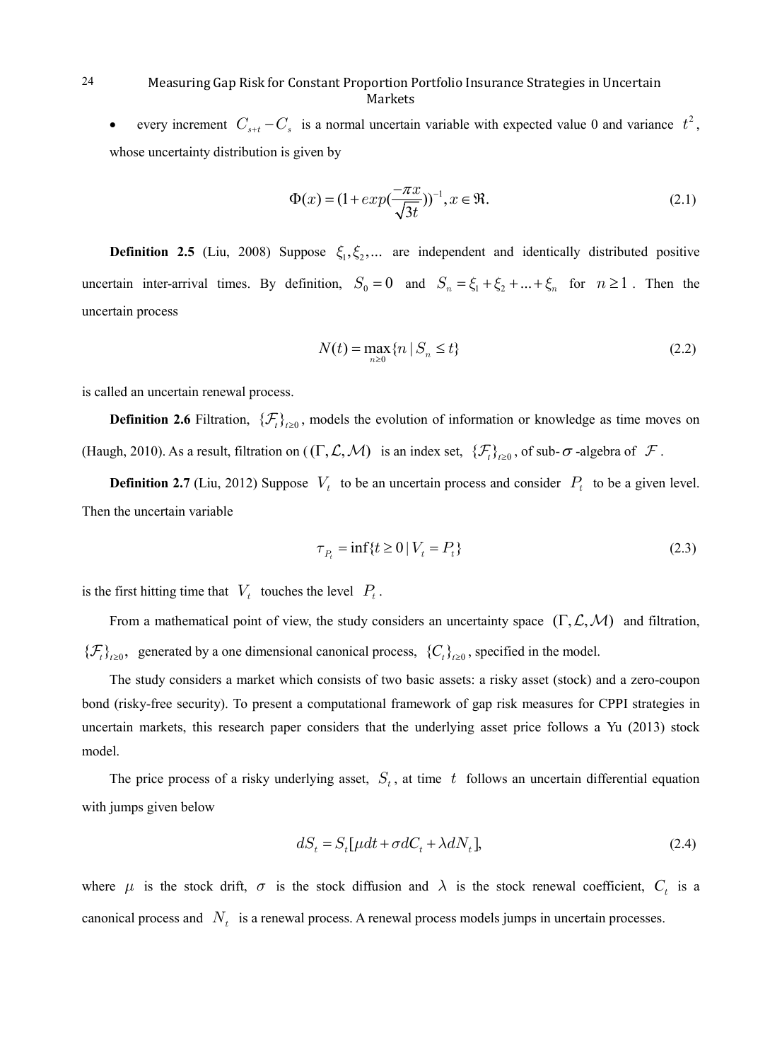- every increment $C_{s+t} - C_s$ is a normal uncertain variable with expected value 0 and variance $t^2$, whose uncertainty distribution is given by

$$\Phi(x) = (1 + exp(\frac{-\pi x}{\sqrt{3}t}))^{-1}, x \in \Re. \tag{2.1}$$

**Definition 2.5** (Liu, 2008) Suppose $\xi_1, \xi_2, \ldots$ are independent and identically distributed positive uncertain inter-arrival times. By definition, $S_0 = 0$ and $S_n = \xi_1 + \xi_2 + \ldots + \xi_n$ for $n \geq 1$. Then the uncertain process

$$N(t) = \max_{n \geq 0}\{n \mid S_n \leq t\} \tag{2.2}$$

is called an uncertain renewal process.

**Definition 2.6** Filtration, $\{\mathcal{F}_t\}_{t\geq 0}$, models the evolution of information or knowledge as time moves on (Haugh, 2010). As a result, filtration on ($(\Gamma, \mathcal{L}, \mathcal{M})$ is an index set, $\{\mathcal{F}_t\}_{t\geq 0}$, of sub-$\sigma$-algebra of $\mathcal{F}$.

**Definition 2.7** (Liu, 2012) Suppose $V_t$ to be an uncertain process and consider $P_t$ to be a given level. Then the uncertain variable

$$\tau_{P_t} = \inf\{t \geq 0 \mid V_t = P_t\} \tag{2.3}$$

is the first hitting time that $V_t$ touches the level $P_t$.

From a mathematical point of view, the study considers an uncertainty space $(\Gamma, \mathcal{L}, \mathcal{M})$ and filtration, $\{\mathcal{F}_t\}_{t\geq 0}$, generated by a one dimensional canonical process, $\{C_t\}_{t\geq 0}$, specified in the model.

The study considers a market which consists of two basic assets: a risky asset (stock) and a zero-coupon bond (risky-free security). To present a computational framework of gap risk measures for CPPI strategies in uncertain markets, this research paper considers that the underlying asset price follows a Yu (2013) stock model.

The price process of a risky underlying asset, $S_t$, at time $t$ follows an uncertain differential equation with jumps given below

$$dS_t = S_t[\mu dt + \sigma dC_t + \lambda dN_t], \tag{2.4}$$

where $\mu$ is the stock drift, $\sigma$ is the stock diffusion and $\lambda$ is the stock renewal coefficient, $C_t$ is a canonical process and $N_t$ is a renewal process. A renewal process models jumps in uncertain processes.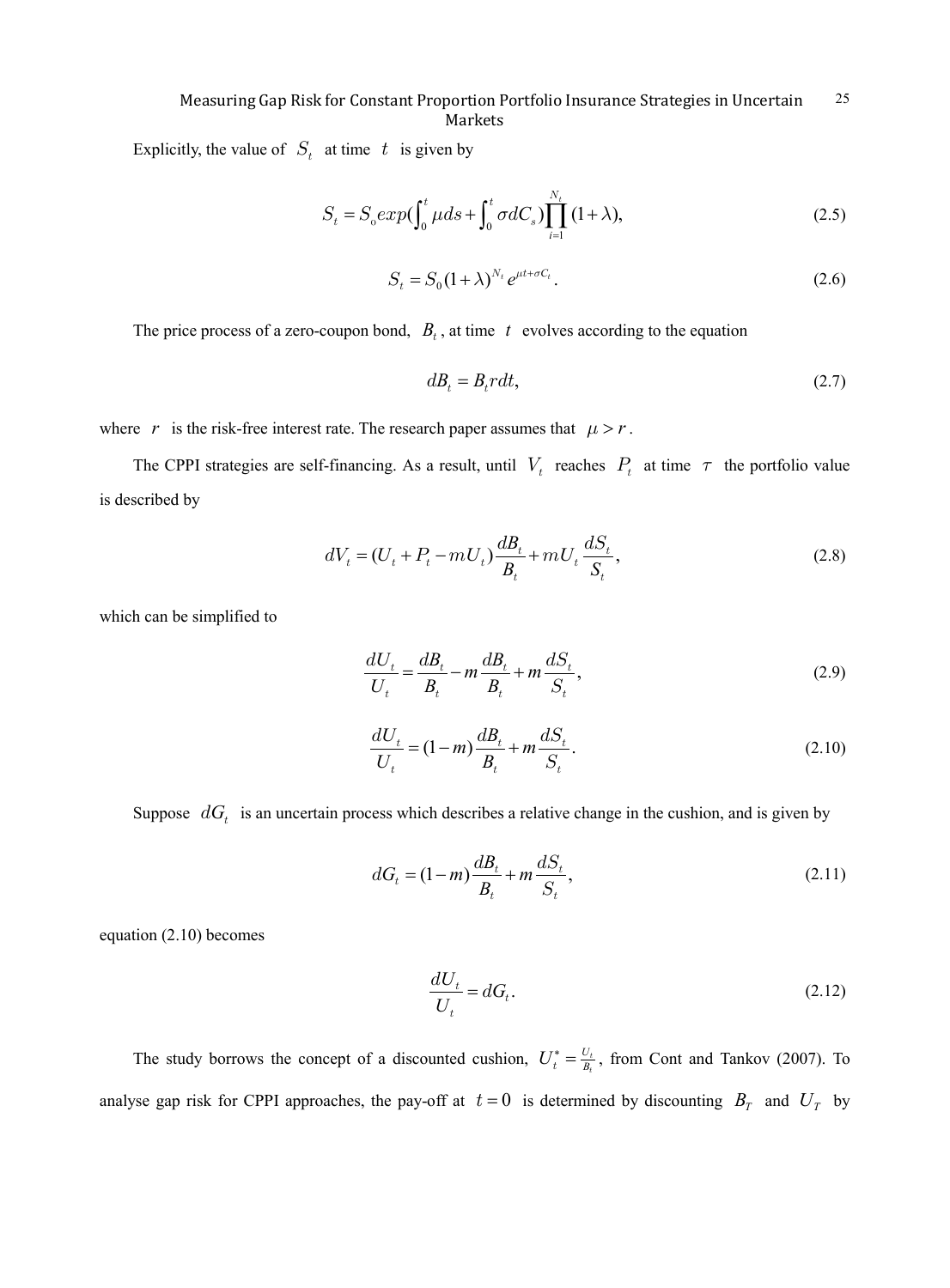Explicitly, the value of $S_t$ at time $t$ is given by

$$S_t = S_o exp(\int_0^t \mu ds + \int_0^t \sigma dC_s)\prod_{i=1}^{N_t}(1+\lambda), \tag{2.5}$$

$$S_t = S_0(1+\lambda)^{N_t} e^{\mu t + \sigma C_t}. \tag{2.6}$$

The price process of a zero-coupon bond, $B_t$, at time $t$ evolves according to the equation

$$dB_t = B_t r dt, \tag{2.7}$$

where $r$ is the risk-free interest rate. The research paper assumes that $\mu > r$.

The CPPI strategies are self-financing. As a result, until $V_t$ reaches $P_t$ at time $\tau$ the portfolio value is described by

$$dV_t = (U_t + P_t - mU_t)\frac{dB_t}{B_t} + mU_t\frac{dS_t}{S_t}, \tag{2.8}$$

which can be simplified to

$$\frac{dU_t}{U_t} = \frac{dB_t}{B_t} - m\frac{dB_t}{B_t} + m\frac{dS_t}{S_t}, \tag{2.9}$$

$$\frac{dU_t}{U_t} = (1-m)\frac{dB_t}{B_t} + m\frac{dS_t}{S_t}. \tag{2.10}$$

Suppose $dG_t$ is an uncertain process which describes a relative change in the cushion, and is given by

$$dG_t = (1-m)\frac{dB_t}{B_t} + m\frac{dS_t}{S_t}, \tag{2.11}$$

equation (2.10) becomes

$$\frac{dU_t}{U_t} = dG_t. \tag{2.12}$$

The study borrows the concept of a discounted cushion, $U_t^* = \frac{U_t}{B_t}$, from Cont and Tankov (2007). To analyse gap risk for CPPI approaches, the pay-off at $t = 0$ is determined by discounting $B_T$ and $U_T$ by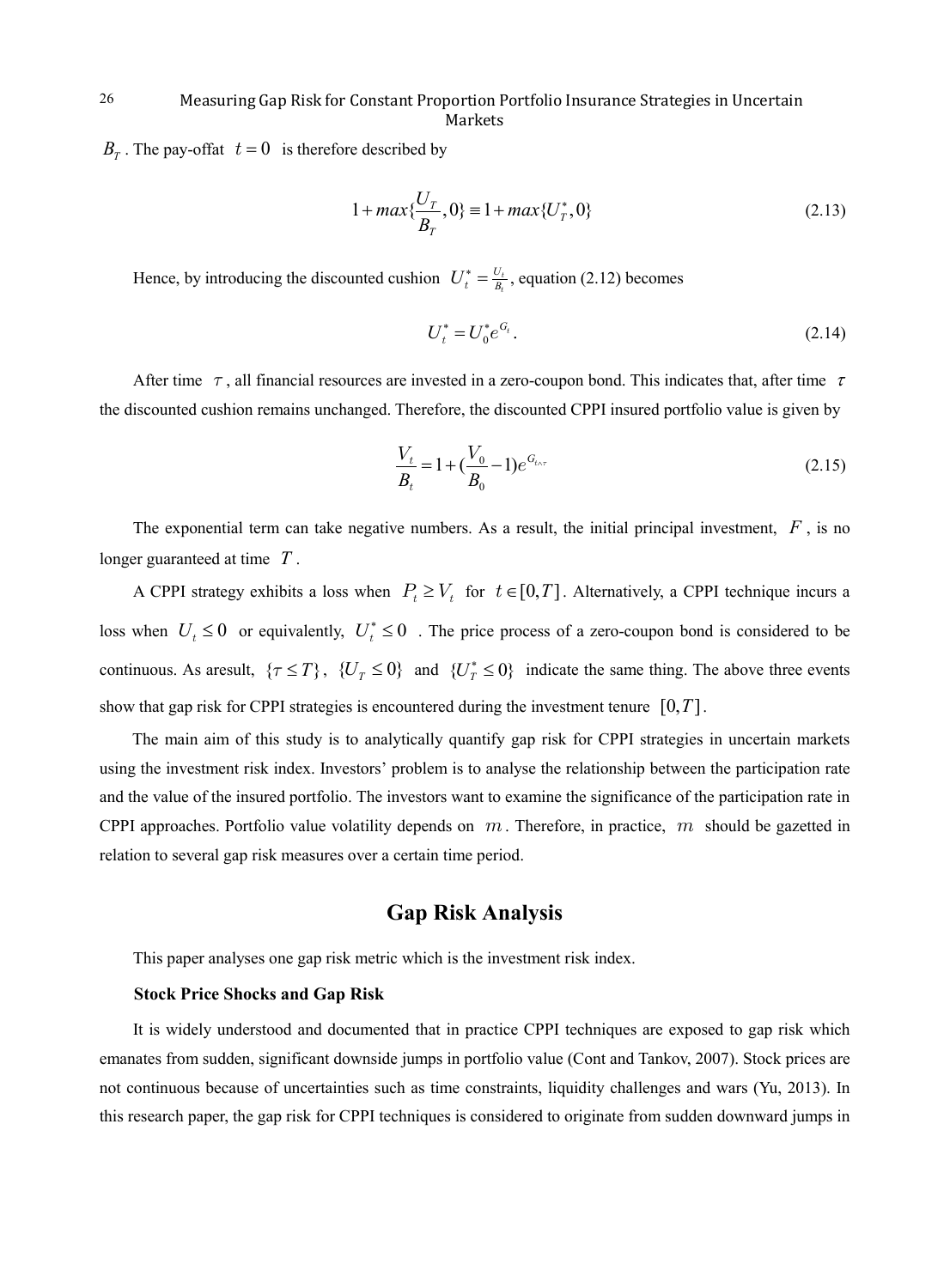$B_T$ . The pay-offat $t = 0$ is therefore described by

$$1 + max\{\frac{U_T}{B_T}, 0\} \equiv 1 + max\{U_T^*, 0\} \tag{2.13}$$

Hence, by introducing the discounted cushion $U_t^* = \frac{U_t}{B_t}$, equation (2.12) becomes

$$U_t^* = U_0^* e^{G_t}. \tag{2.14}$$

After time $\tau$, all financial resources are invested in a zero-coupon bond. This indicates that, after time $\tau$ the discounted cushion remains unchanged. Therefore, the discounted CPPI insured portfolio value is given by

$$\frac{V_t}{B_t} = 1 + (\frac{V_0}{B_0} - 1)e^{G_{t \wedge \tau}} \tag{2.15}$$

The exponential term can take negative numbers. As a result, the initial principal investment, $F$, is no longer guaranteed at time $T$.

A CPPI strategy exhibits a loss when $P_t \geq V_t$ for $t \in [0, T]$. Alternatively, a CPPI technique incurs a loss when $U_t \leq 0$ or equivalently, $U_t^* \leq 0$ . The price process of a zero-coupon bond is considered to be continuous. As aresult, $\{\tau \leq T\}$, $\{U_T \leq 0\}$ and $\{U_T^* \leq 0\}$ indicate the same thing. The above three events show that gap risk for CPPI strategies is encountered during the investment tenure $[0, T]$.

The main aim of this study is to analytically quantify gap risk for CPPI strategies in uncertain markets using the investment risk index. Investors' problem is to analyse the relationship between the participation rate and the value of the insured portfolio. The investors want to examine the significance of the participation rate in CPPI approaches. Portfolio value volatility depends on $m$. Therefore, in practice, $m$ should be gazetted in relation to several gap risk measures over a certain time period.

## Gap Risk Analysis

This paper analyses one gap risk metric which is the investment risk index.

**Stock Price Shocks and Gap Risk**

It is widely understood and documented that in practice CPPI techniques are exposed to gap risk which emanates from sudden, significant downside jumps in portfolio value (Cont and Tankov, 2007). Stock prices are not continuous because of uncertainties such as time constraints, liquidity challenges and wars (Yu, 2013). In this research paper, the gap risk for CPPI techniques is considered to originate from sudden downward jumps in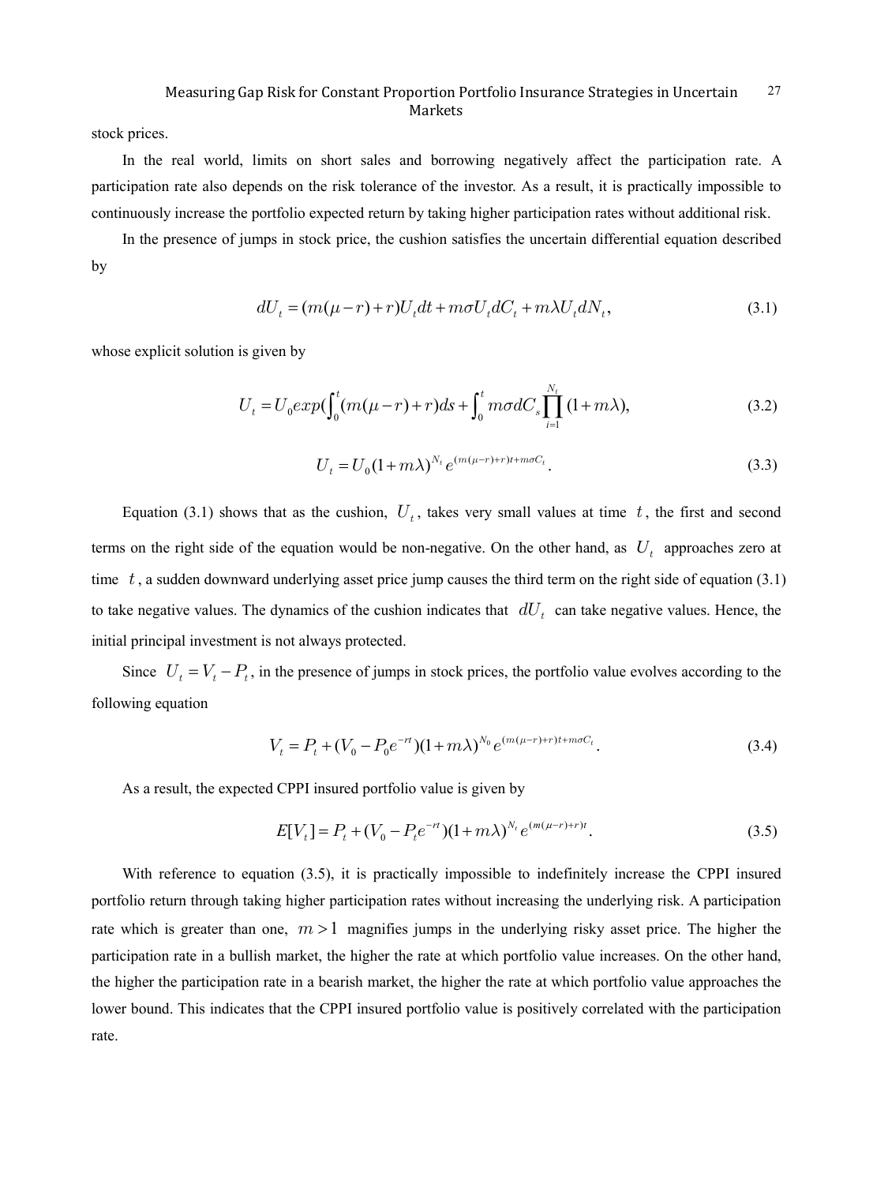stock prices.

In the real world, limits on short sales and borrowing negatively affect the participation rate. A participation rate also depends on the risk tolerance of the investor. As a result, it is practically impossible to continuously increase the portfolio expected return by taking higher participation rates without additional risk.

In the presence of jumps in stock price, the cushion satisfies the uncertain differential equation described by

$$dU_t = (m(\mu - r) + r)U_t dt + m\sigma U_t dC_t + m\lambda U_t dN_t, \tag{3.1}$$

whose explicit solution is given by

$$U_t = U_0 exp(\int_0^t (m(\mu - r) + r)ds + \int_0^t m\sigma dC_s \prod_{i=1}^{N_t} (1 + m\lambda), \tag{3.2}$$

$$U_t = U_0 (1 + m\lambda)^{N_t} e^{(m(\mu - r) + r)t + m\sigma C_t}. \tag{3.3}$$

Equation (3.1) shows that as the cushion, $U_t$, takes very small values at time $t$, the first and second terms on the right side of the equation would be non-negative. On the other hand, as $U_t$ approaches zero at time $t$, a sudden downward underlying asset price jump causes the third term on the right side of equation (3.1) to take negative values. The dynamics of the cushion indicates that $dU_t$ can take negative values. Hence, the initial principal investment is not always protected.

Since $U_t = V_t - P_t$, in the presence of jumps in stock prices, the portfolio value evolves according to the following equation

$$V_t = P_t + (V_0 - P_0 e^{-rt})(1 + m\lambda)^{N_0} e^{(m(\mu - r) + r)t + m\sigma C_t}. \tag{3.4}$$

As a result, the expected CPPI insured portfolio value is given by

$$E[V_t] = P_t + (V_0 - P_t e^{-rt})(1 + m\lambda)^{N_t} e^{(m(\mu - r) + r)t}. \tag{3.5}$$

With reference to equation (3.5), it is practically impossible to indefinitely increase the CPPI insured portfolio return through taking higher participation rates without increasing the underlying risk. A participation rate which is greater than one, $m > 1$ magnifies jumps in the underlying risky asset price. The higher the participation rate in a bullish market, the higher the rate at which portfolio value increases. On the other hand, the higher the participation rate in a bearish market, the higher the rate at which portfolio value approaches the lower bound. This indicates that the CPPI insured portfolio value is positively correlated with the participation rate.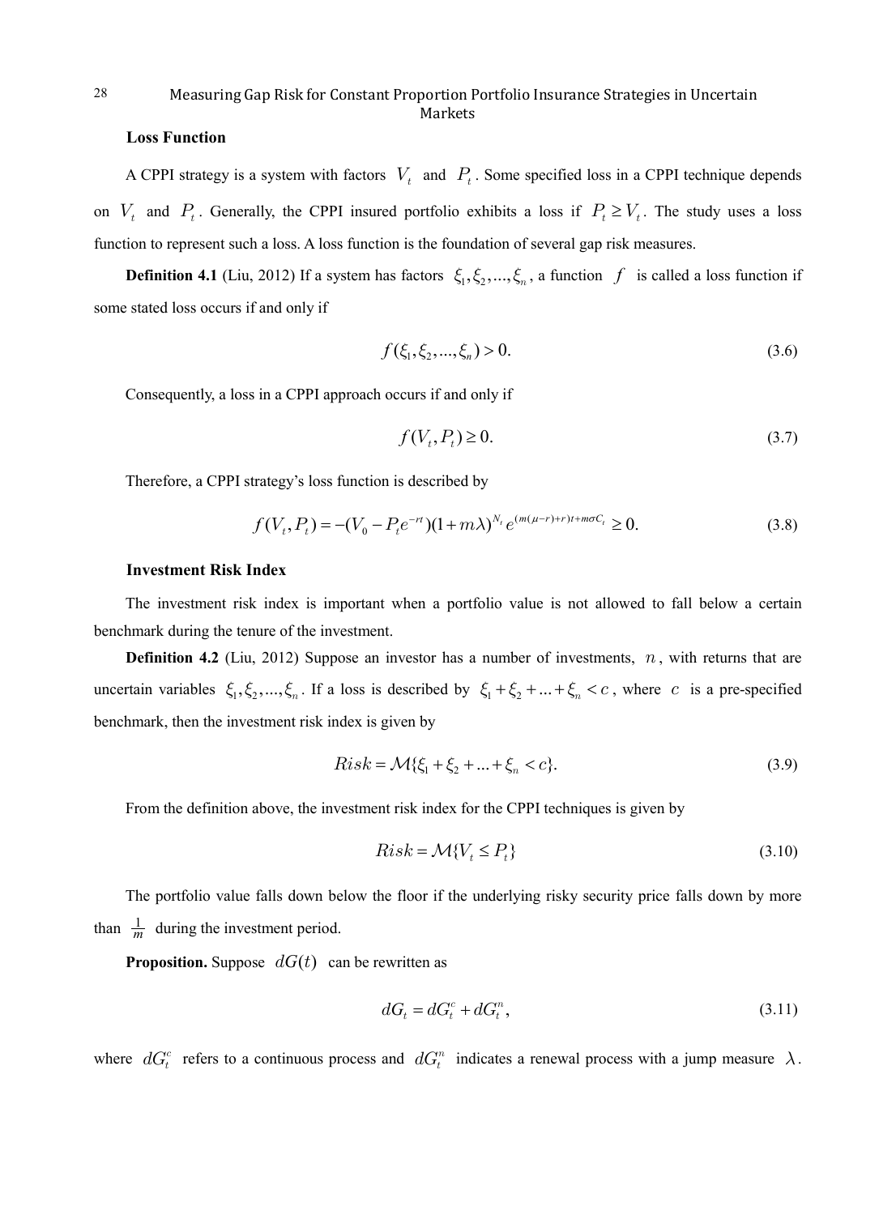**Loss Function**

A CPPI strategy is a system with factors $V_t$ and $P_t$. Some specified loss in a CPPI technique depends on $V_t$ and $P_t$. Generally, the CPPI insured portfolio exhibits a loss if $P_t \geq V_t$. The study uses a loss function to represent such a loss. A loss function is the foundation of several gap risk measures.

**Definition 4.1** (Liu, 2012) If a system has factors $\xi_1, \xi_2, ..., \xi_n$, a function $f$ is called a loss function if some stated loss occurs if and only if

$$f(\xi_1, \xi_2, ..., \xi_n) > 0. \tag{3.6}$$

Consequently, a loss in a CPPI approach occurs if and only if

$$f(V_t, P_t) \geq 0. \tag{3.7}$$

Therefore, a CPPI strategy's loss function is described by

$$f(V_t, P_t) = -(V_0 - P_t e^{-rt})(1 + m\lambda)^{N_t} e^{(m(\mu - r) + r)t + m\sigma C_t} \geq 0. \tag{3.8}$$

**Investment Risk Index**

The investment risk index is important when a portfolio value is not allowed to fall below a certain benchmark during the tenure of the investment.

**Definition 4.2** (Liu, 2012) Suppose an investor has a number of investments, $n$, with returns that are uncertain variables $\xi_1, \xi_2, ..., \xi_n$. If a loss is described by $\xi_1 + \xi_2 + ... + \xi_n < c$, where $c$ is a pre-specified benchmark, then the investment risk index is given by

$$Risk = \mathcal{M}\{\xi_1 + \xi_2 + ... + \xi_n < c\}. \tag{3.9}$$

From the definition above, the investment risk index for the CPPI techniques is given by

$$Risk = \mathcal{M}\{V_t \leq P_t\} \tag{3.10}$$

The portfolio value falls down below the floor if the underlying risky security price falls down by more than $\frac{1}{m}$ during the investment period.

**Proposition.** Suppose $dG(t)$ can be rewritten as

$$dG_t = dG_t^c + dG_t^n, \tag{3.11}$$

where $dG_t^c$ refers to a continuous process and $dG_t^n$ indicates a renewal process with a jump measure $\lambda$.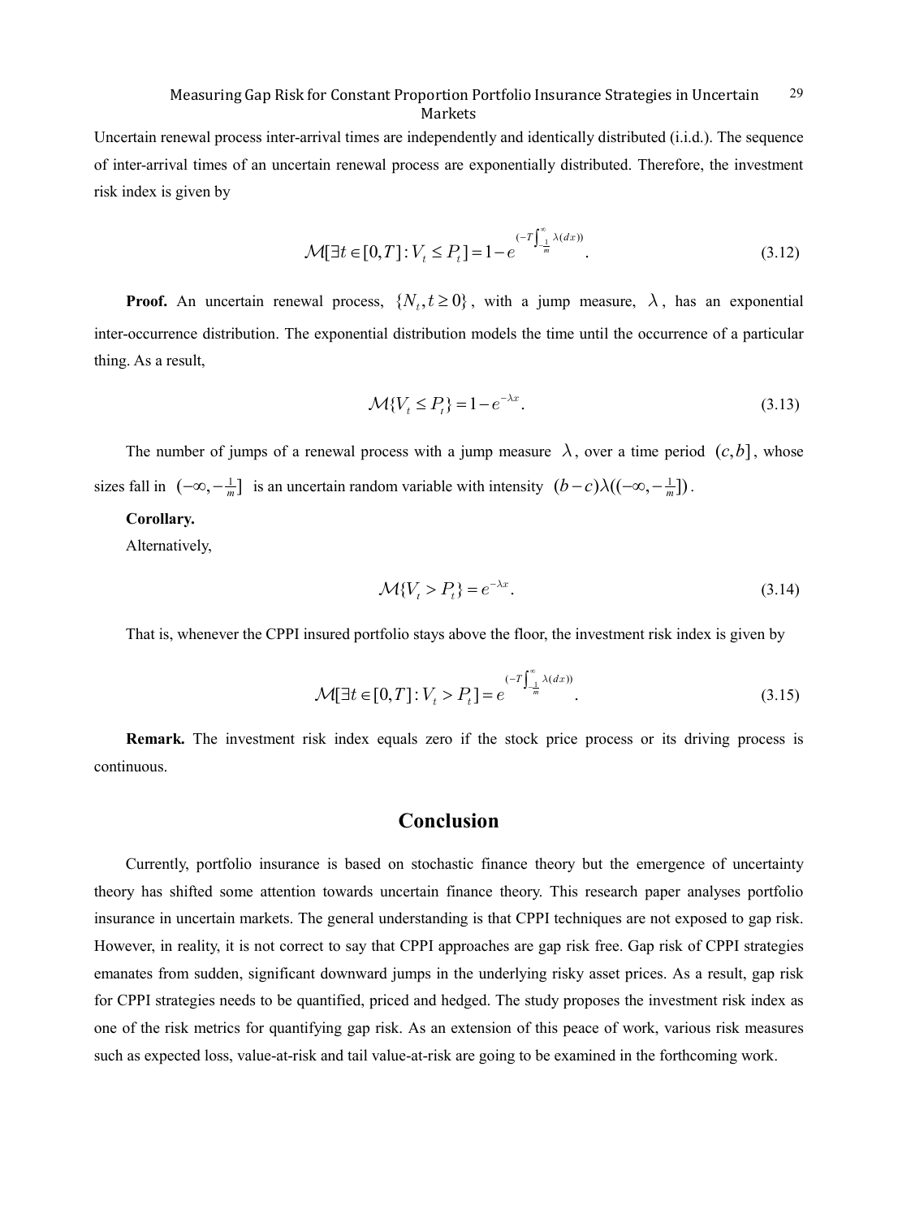Uncertain renewal process inter-arrival times are independently and identically distributed (i.i.d.). The sequence of inter-arrival times of an uncertain renewal process are exponentially distributed. Therefore, the investment risk index is given by

$$\mathcal{M}[\exists t \in [0,T]: V_t \leq P_t] = 1 - e^{(-T\int_{-\frac{1}{m}}^{\infty} \lambda(dx))}. \tag{3.12}$$

**Proof.** An uncertain renewal process, $\{N_t, t \geq 0\}$, with a jump measure, $\lambda$, has an exponential inter-occurrence distribution. The exponential distribution models the time until the occurrence of a particular thing. As a result,

$$\mathcal{M}\{V_t \leq P_t\} = 1 - e^{-\lambda x}. \tag{3.13}$$

The number of jumps of a renewal process with a jump measure $\lambda$, over a time period $(c,b]$, whose sizes fall in $(-\infty, -\frac{1}{m}]$ is an uncertain random variable with intensity $(b-c)\lambda((-\infty, -\frac{1}{m}])$.

**Corollary.**

Alternatively,

$$\mathcal{M}\{V_t > P_t\} = e^{-\lambda x}. \tag{3.14}$$

That is, whenever the CPPI insured portfolio stays above the floor, the investment risk index is given by

$$\mathcal{M}[\exists t \in [0,T]: V_t > P_t] = e^{(-T\int_{-\frac{1}{m}}^{\infty} \lambda(dx))}. \tag{3.15}$$

**Remark.** The investment risk index equals zero if the stock price process or its driving process is continuous.

## Conclusion

Currently, portfolio insurance is based on stochastic finance theory but the emergence of uncertainty theory has shifted some attention towards uncertain finance theory. This research paper analyses portfolio insurance in uncertain markets. The general understanding is that CPPI techniques are not exposed to gap risk. However, in reality, it is not correct to say that CPPI approaches are gap risk free. Gap risk of CPPI strategies emanates from sudden, significant downward jumps in the underlying risky asset prices. As a result, gap risk for CPPI strategies needs to be quantified, priced and hedged. The study proposes the investment risk index as one of the risk metrics for quantifying gap risk. As an extension of this peace of work, various risk measures such as expected loss, value-at-risk and tail value-at-risk are going to be examined in the forthcoming work.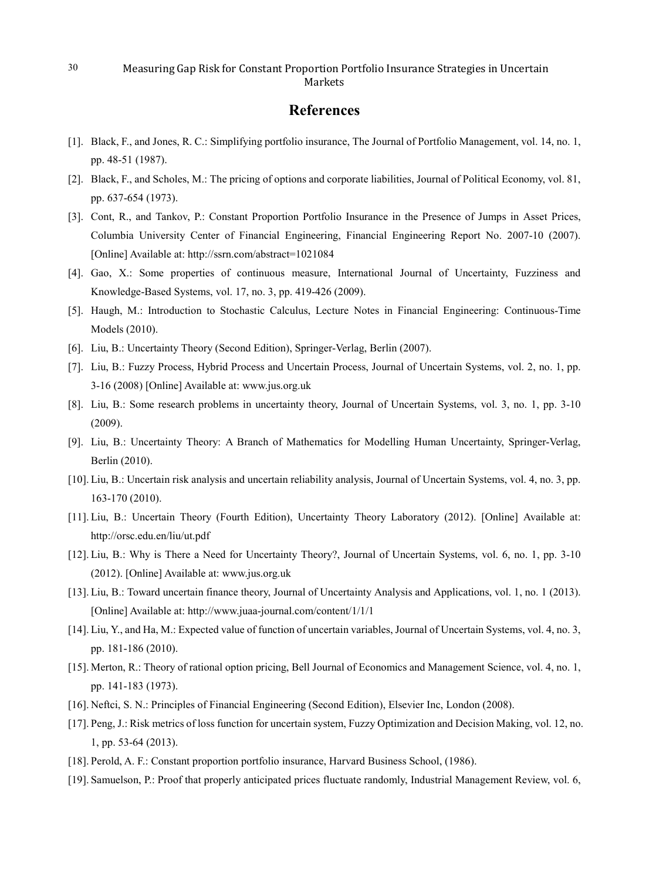# References

[1]. Black, F., and Jones, R. C.: Simplifying portfolio insurance, The Journal of Portfolio Management, vol. 14, no. 1, pp. 48-51 (1987).

[2]. Black, F., and Scholes, M.: The pricing of options and corporate liabilities, Journal of Political Economy, vol. 81, pp. 637-654 (1973).

[3]. Cont, R., and Tankov, P.: Constant Proportion Portfolio Insurance in the Presence of Jumps in Asset Prices, Columbia University Center of Financial Engineering, Financial Engineering Report No. 2007-10 (2007). [Online] Available at: http://ssrn.com/abstract=1021084

[4]. Gao, X.: Some properties of continuous measure, International Journal of Uncertainty, Fuzziness and Knowledge-Based Systems, vol. 17, no. 3, pp. 419-426 (2009).

[5]. Haugh, M.: Introduction to Stochastic Calculus, Lecture Notes in Financial Engineering: Continuous-Time Models (2010).

[6]. Liu, B.: Uncertainty Theory (Second Edition), Springer-Verlag, Berlin (2007).

[7]. Liu, B.: Fuzzy Process, Hybrid Process and Uncertain Process, Journal of Uncertain Systems, vol. 2, no. 1, pp. 3-16 (2008) [Online] Available at: www.jus.org.uk

[8]. Liu, B.: Some research problems in uncertainty theory, Journal of Uncertain Systems, vol. 3, no. 1, pp. 3-10 (2009).

[9]. Liu, B.: Uncertainty Theory: A Branch of Mathematics for Modelling Human Uncertainty, Springer-Verlag, Berlin (2010).

[10]. Liu, B.: Uncertain risk analysis and uncertain reliability analysis, Journal of Uncertain Systems, vol. 4, no. 3, pp. 163-170 (2010).

[11]. Liu, B.: Uncertain Theory (Fourth Edition), Uncertainty Theory Laboratory (2012). [Online] Available at: http://orsc.edu.en/liu/ut.pdf

[12]. Liu, B.: Why is There a Need for Uncertainty Theory?, Journal of Uncertain Systems, vol. 6, no. 1, pp. 3-10 (2012). [Online] Available at: www.jus.org.uk

[13]. Liu, B.: Toward uncertain finance theory, Journal of Uncertainty Analysis and Applications, vol. 1, no. 1 (2013). [Online] Available at: http://www.juaa-journal.com/content/1/1/1

[14]. Liu, Y., and Ha, M.: Expected value of function of uncertain variables, Journal of Uncertain Systems, vol. 4, no. 3, pp. 181-186 (2010).

[15]. Merton, R.: Theory of rational option pricing, Bell Journal of Economics and Management Science, vol. 4, no. 1, pp. 141-183 (1973).

[16]. Neftci, S. N.: Principles of Financial Engineering (Second Edition), Elsevier Inc, London (2008).

[17]. Peng, J.: Risk metrics of loss function for uncertain system, Fuzzy Optimization and Decision Making, vol. 12, no. 1, pp. 53-64 (2013).

[18]. Perold, A. F.: Constant proportion portfolio insurance, Harvard Business School, (1986).

[19]. Samuelson, P.: Proof that properly anticipated prices fluctuate randomly, Industrial Management Review, vol. 6,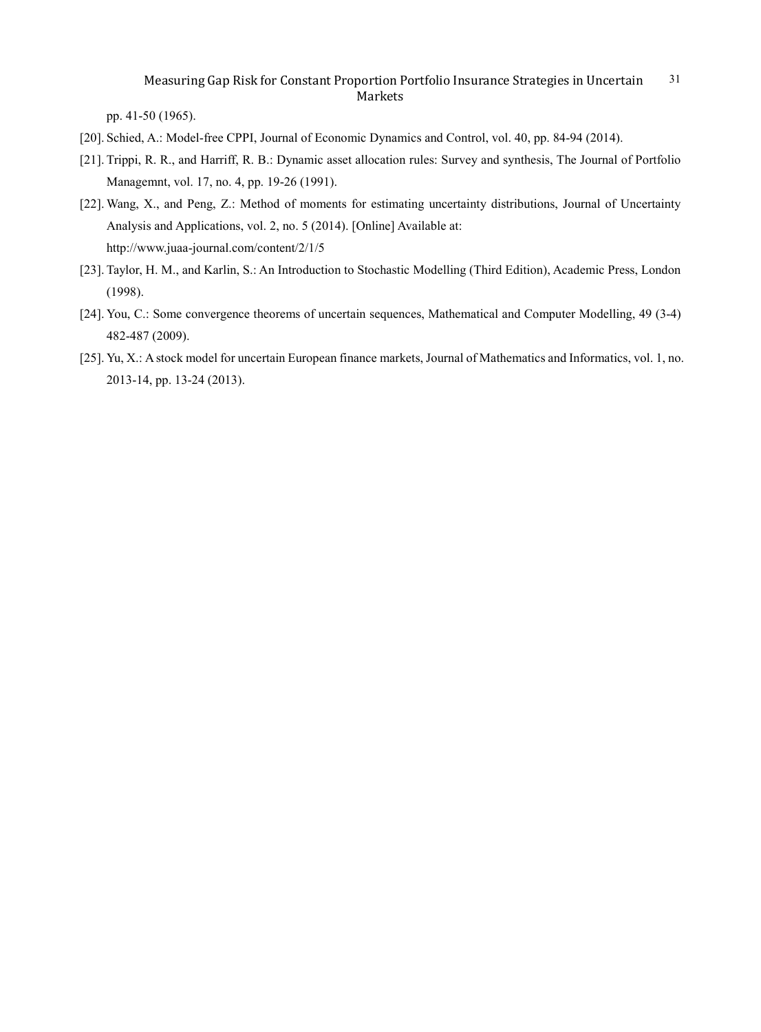pp. 41-50 (1965).

[20]. Schied, A.: Model-free CPPI, Journal of Economic Dynamics and Control, vol. 40, pp. 84-94 (2014).

[21]. Trippi, R. R., and Harriff, R. B.: Dynamic asset allocation rules: Survey and synthesis, The Journal of Portfolio Managemnt, vol. 17, no. 4, pp. 19-26 (1991).

[22]. Wang, X., and Peng, Z.: Method of moments for estimating uncertainty distributions, Journal of Uncertainty Analysis and Applications, vol. 2, no. 5 (2014). [Online] Available at: http://www.juaa-journal.com/content/2/1/5

[23]. Taylor, H. M., and Karlin, S.: An Introduction to Stochastic Modelling (Third Edition), Academic Press, London (1998).

[24]. You, C.: Some convergence theorems of uncertain sequences, Mathematical and Computer Modelling, 49 (3-4) 482-487 (2009).

[25]. Yu, X.: A stock model for uncertain European finance markets, Journal of Mathematics and Informatics, vol. 1, no. 2013-14, pp. 13-24 (2013).